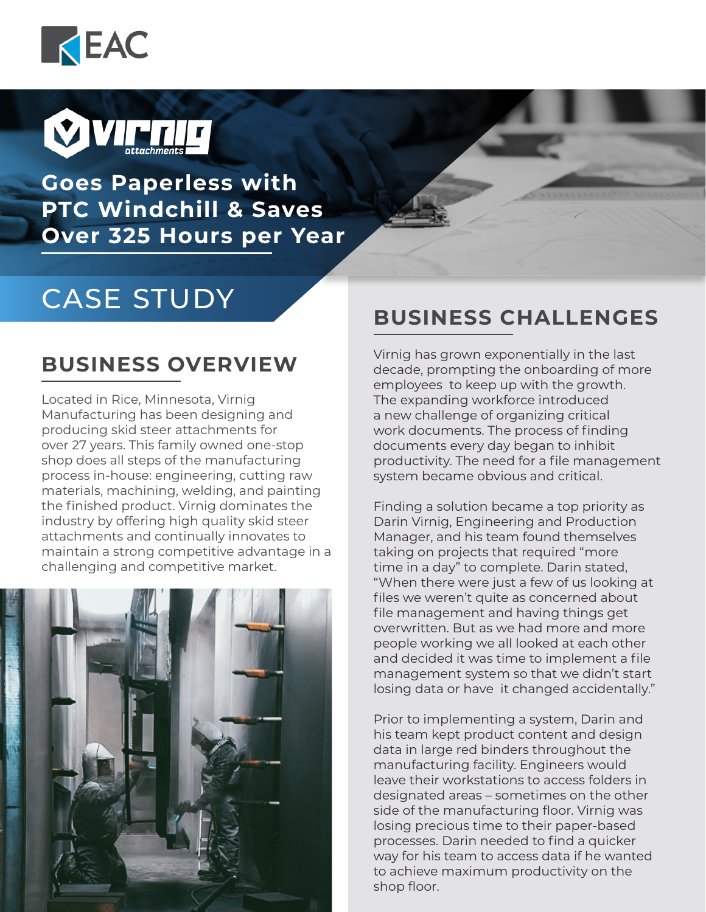EAC

Virnig attachments

# Goes Paperless with PTC Windchill & Saves Over 325 Hours per Year

CASE STUDY

## BUSINESS OVERVIEW

Located in Rice, Minnesota, Virnig Manufacturing has been designing and producing skid steer attachments for over 27 years. This family owned one-stop shop does all steps of the manufacturing process in-house: engineering, cutting raw materials, machining, welding, and painting the finished product. Virnig dominates the industry by offering high quality skid steer attachments and continually innovates to maintain a strong competitive advantage in a challenging and competitive market.

## BUSINESS CHALLENGES

Virnig has grown exponentially in the last decade, prompting the onboarding of more employees to keep up with the growth. The expanding workforce introduced a new challenge of organizing critical work documents. The process of finding documents every day began to inhibit productivity. The need for a file management system became obvious and critical.

Finding a solution became a top priority as Darin Virnig, Engineering and Production Manager, and his team found themselves taking on projects that required "more time in a day" to complete. Darin stated, "When there were just a few of us looking at files we weren't quite as concerned about file management and having things get overwritten. But as we had more and more people working we all looked at each other and decided it was time to implement a file management system so that we didn't start losing data or have it changed accidentally."

Prior to implementing a system, Darin and his team kept product content and design data in large red binders throughout the manufacturing facility. Engineers would leave their workstations to access folders in designated areas – sometimes on the other side of the manufacturing floor. Virnig was losing precious time to their paper-based processes. Darin needed to find a quicker way for his team to access data if he wanted to achieve maximum productivity on the shop floor.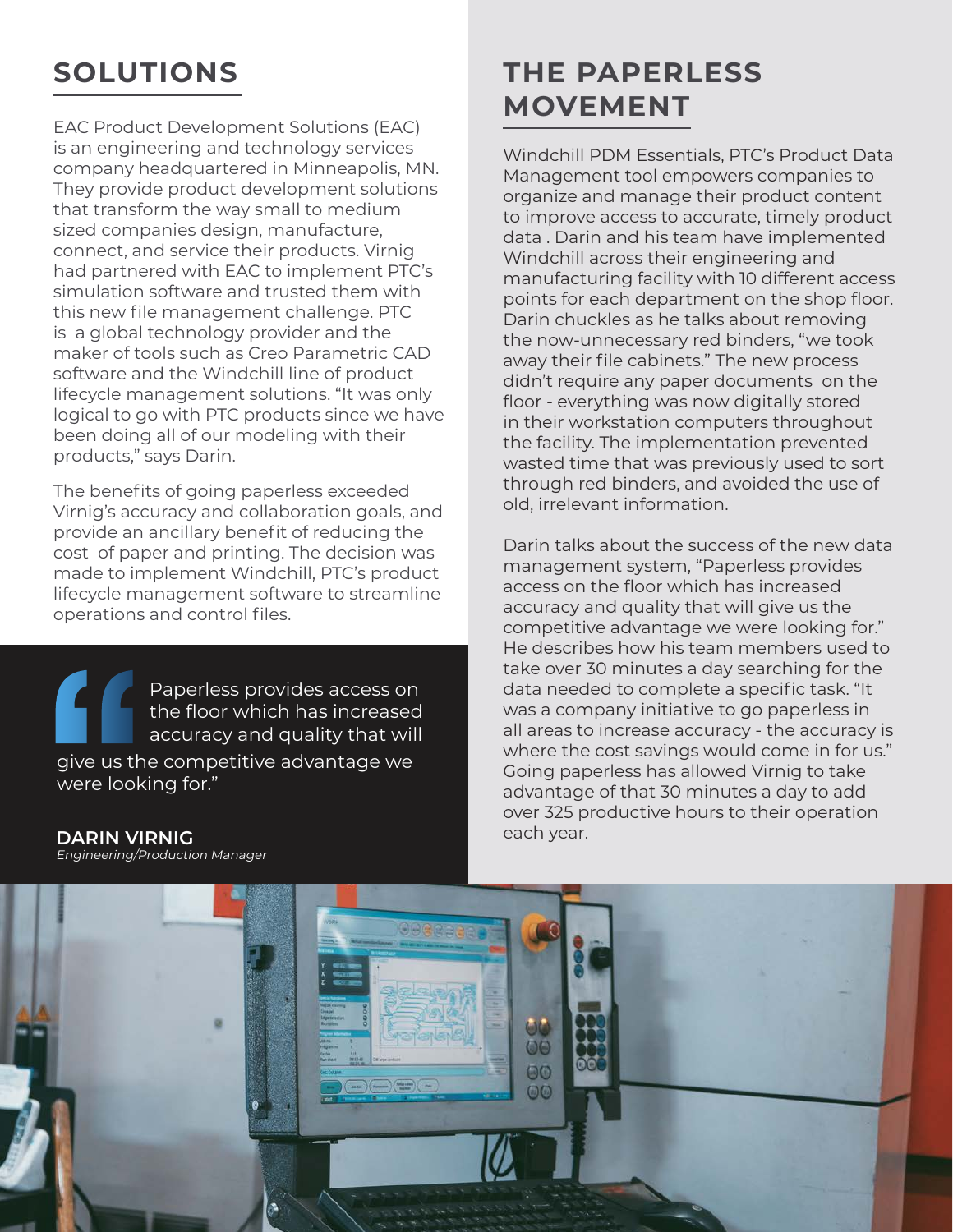## SOLUTIONS

EAC Product Development Solutions (EAC) is an engineering and technology services company headquartered in Minneapolis, MN. They provide product development solutions that transform the way small to medium sized companies design, manufacture, connect, and service their products. Virnig had partnered with EAC to implement PTC's simulation software and trusted them with this new file management challenge. PTC is a global technology provider and the maker of tools such as Creo Parametric CAD software and the Windchill line of product lifecycle management solutions. "It was only logical to go with PTC products since we have been doing all of our modeling with their products," says Darin.

The benefits of going paperless exceeded Virnig's accuracy and collaboration goals, and provide an ancillary benefit of reducing the cost of paper and printing. The decision was made to implement Windchill, PTC's product lifecycle management software to streamline operations and control files.

> Paperless provides access on the floor which has increased accuracy and quality that will give us the competitive advantage we were looking for."
>
> **DARIN VIRNIG**
> *Engineering/Production Manager*

## THE PAPERLESS MOVEMENT

Windchill PDM Essentials, PTC's Product Data Management tool empowers companies to organize and manage their product content to improve access to accurate, timely product data . Darin and his team have implemented Windchill across their engineering and manufacturing facility with 10 different access points for each department on the shop floor. Darin chuckles as he talks about removing the now-unnecessary red binders, "we took away their file cabinets." The new process didn't require any paper documents on the floor - everything was now digitally stored in their workstation computers throughout the facility. The implementation prevented wasted time that was previously used to sort through red binders, and avoided the use of old, irrelevant information.

Darin talks about the success of the new data management system, "Paperless provides access on the floor which has increased accuracy and quality that will give us the competitive advantage we were looking for." He describes how his team members used to take over 30 minutes a day searching for the data needed to complete a specific task. "It was a company initiative to go paperless in all areas to increase accuracy - the accuracy is where the cost savings would come in for us." Going paperless has allowed Virnig to take advantage of that 30 minutes a day to add over 325 productive hours to their operation each year.